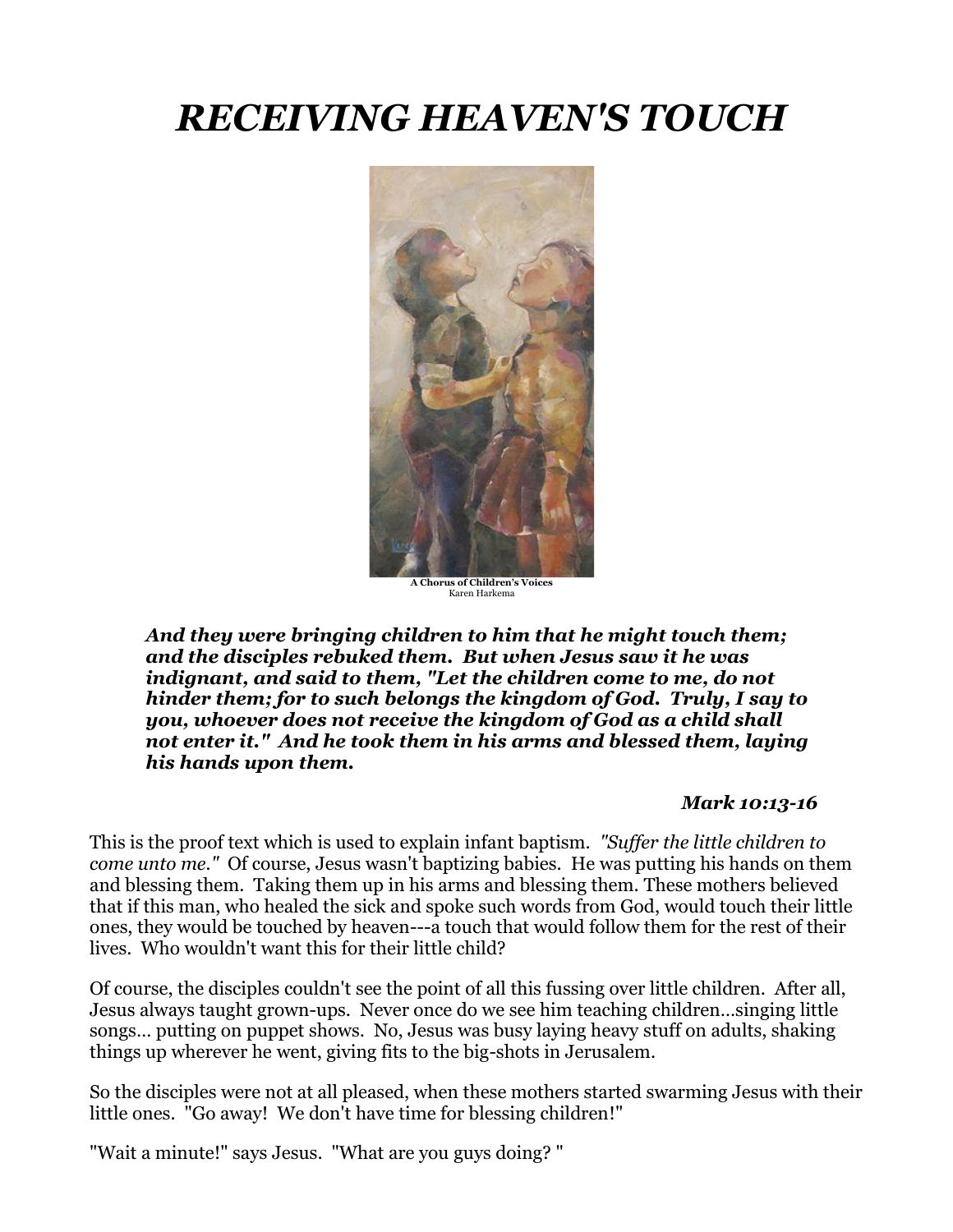# *RECEIVING HEAVEN'S TOUCH*

**A Chorus of Children's Voices**
Karen Harkema

> ***And they were bringing children to him that he might touch them; and the disciples rebuked them. But when Jesus saw it he was indignant, and said to them, "Let the children come to me, do not hinder them; for to such belongs the kingdom of God. Truly, I say to you, whoever does not receive the kingdom of God as a child shall not enter it." And he took them in his arms and blessed them, laying his hands upon them.***
>
> ***Mark 10:13-16***

This is the proof text which is used to explain infant baptism. *"Suffer the little children to come unto me."* Of course, Jesus wasn't baptizing babies. He was putting his hands on them and blessing them. Taking them up in his arms and blessing them. These mothers believed that if this man, who healed the sick and spoke such words from God, would touch their little ones, they would be touched by heaven---a touch that would follow them for the rest of their lives. Who wouldn't want this for their little child?

Of course, the disciples couldn't see the point of all this fussing over little children. After all, Jesus always taught grown-ups. Never once do we see him teaching children...singing little songs... putting on puppet shows. No, Jesus was busy laying heavy stuff on adults, shaking things up wherever he went, giving fits to the big-shots in Jerusalem.

So the disciples were not at all pleased, when these mothers started swarming Jesus with their little ones. "Go away! We don't have time for blessing children!"

"Wait a minute!" says Jesus. "What are you guys doing? "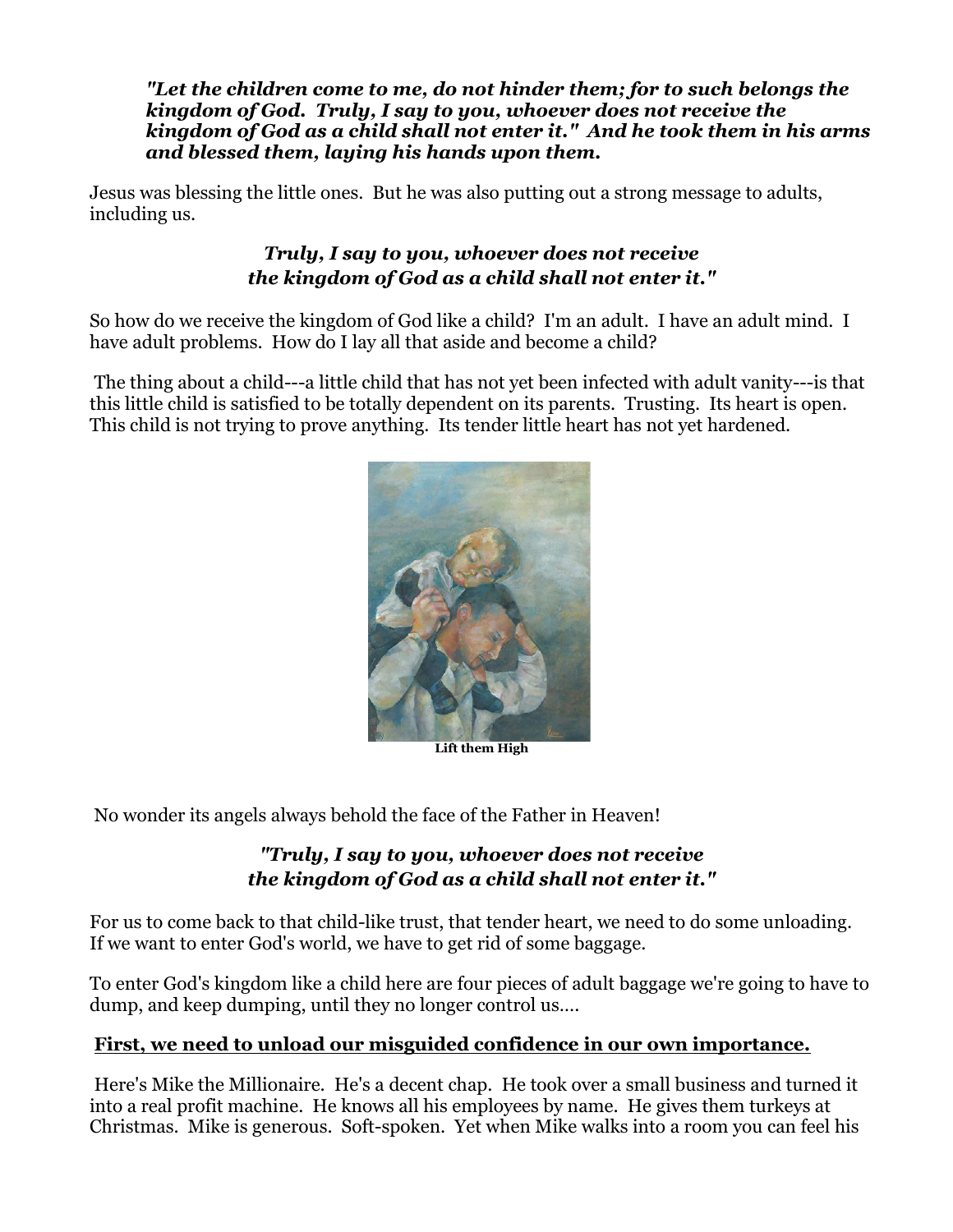***"Let the children come to me, do not hinder them; for to such belongs the kingdom of God. Truly, I say to you, whoever does not receive the kingdom of God as a child shall not enter it." And he took them in his arms and blessed them, laying his hands upon them.***

Jesus was blessing the little ones. But he was also putting out a strong message to adults, including us.

***Truly, I say to you, whoever does not receive the kingdom of God as a child shall not enter it."***

So how do we receive the kingdom of God like a child? I'm an adult. I have an adult mind. I have adult problems. How do I lay all that aside and become a child?

The thing about a child---a little child that has not yet been infected with adult vanity---is that this little child is satisfied to be totally dependent on its parents. Trusting. Its heart is open. This child is not trying to prove anything. Its tender little heart has not yet hardened.

**Lift them High**

No wonder its angels always behold the face of the Father in Heaven!

***"Truly, I say to you, whoever does not receive the kingdom of God as a child shall not enter it."***

For us to come back to that child-like trust, that tender heart, we need to do some unloading. If we want to enter God's world, we have to get rid of some baggage.

To enter God's kingdom like a child here are four pieces of adult baggage we're going to have to dump, and keep dumping, until they no longer control us....

**First, we need to unload our misguided confidence in our own importance.**

Here's Mike the Millionaire. He's a decent chap. He took over a small business and turned it into a real profit machine. He knows all his employees by name. He gives them turkeys at Christmas. Mike is generous. Soft-spoken. Yet when Mike walks into a room you can feel his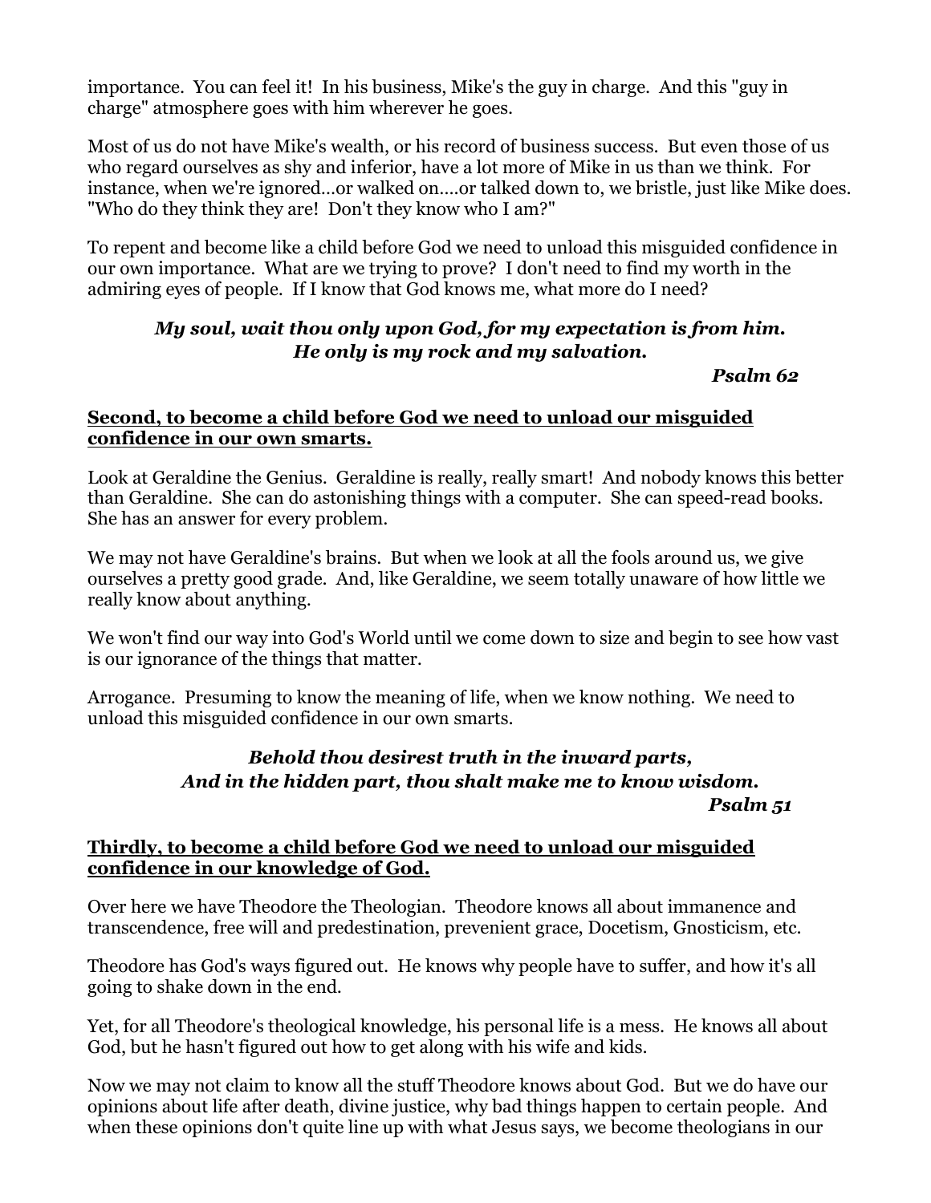importance. You can feel it! In his business, Mike's the guy in charge. And this "guy in charge" atmosphere goes with him wherever he goes.

Most of us do not have Mike's wealth, or his record of business success. But even those of us who regard ourselves as shy and inferior, have a lot more of Mike in us than we think. For instance, when we're ignored…or walked on….or talked down to, we bristle, just like Mike does. "Who do they think they are! Don't they know who I am?"

To repent and become like a child before God we need to unload this misguided confidence in our own importance. What are we trying to prove? I don't need to find my worth in the admiring eyes of people. If I know that God knows me, what more do I need?

> ***My soul, wait thou only upon God, for my expectation is from him.***
> ***He only is my rock and my salvation.***
>
> ***Psalm 62***

**<u>Second, to become a child before God we need to unload our misguided confidence in our own smarts.</u>**

Look at Geraldine the Genius. Geraldine is really, really smart! And nobody knows this better than Geraldine. She can do astonishing things with a computer. She can speed-read books. She has an answer for every problem.

We may not have Geraldine's brains. But when we look at all the fools around us, we give ourselves a pretty good grade. And, like Geraldine, we seem totally unaware of how little we really know about anything.

We won't find our way into God's World until we come down to size and begin to see how vast is our ignorance of the things that matter.

Arrogance. Presuming to know the meaning of life, when we know nothing. We need to unload this misguided confidence in our own smarts.

> ***Behold thou desirest truth in the inward parts,***
> ***And in the hidden part, thou shalt make me to know wisdom.***
>
> ***Psalm 51***

**<u>Thirdly, to become a child before God we need to unload our misguided confidence in our knowledge of God.</u>**

Over here we have Theodore the Theologian. Theodore knows all about immanence and transcendence, free will and predestination, prevenient grace, Docetism, Gnosticism, etc.

Theodore has God's ways figured out. He knows why people have to suffer, and how it's all going to shake down in the end.

Yet, for all Theodore's theological knowledge, his personal life is a mess. He knows all about God, but he hasn't figured out how to get along with his wife and kids.

Now we may not claim to know all the stuff Theodore knows about God. But we do have our opinions about life after death, divine justice, why bad things happen to certain people. And when these opinions don't quite line up with what Jesus says, we become theologians in our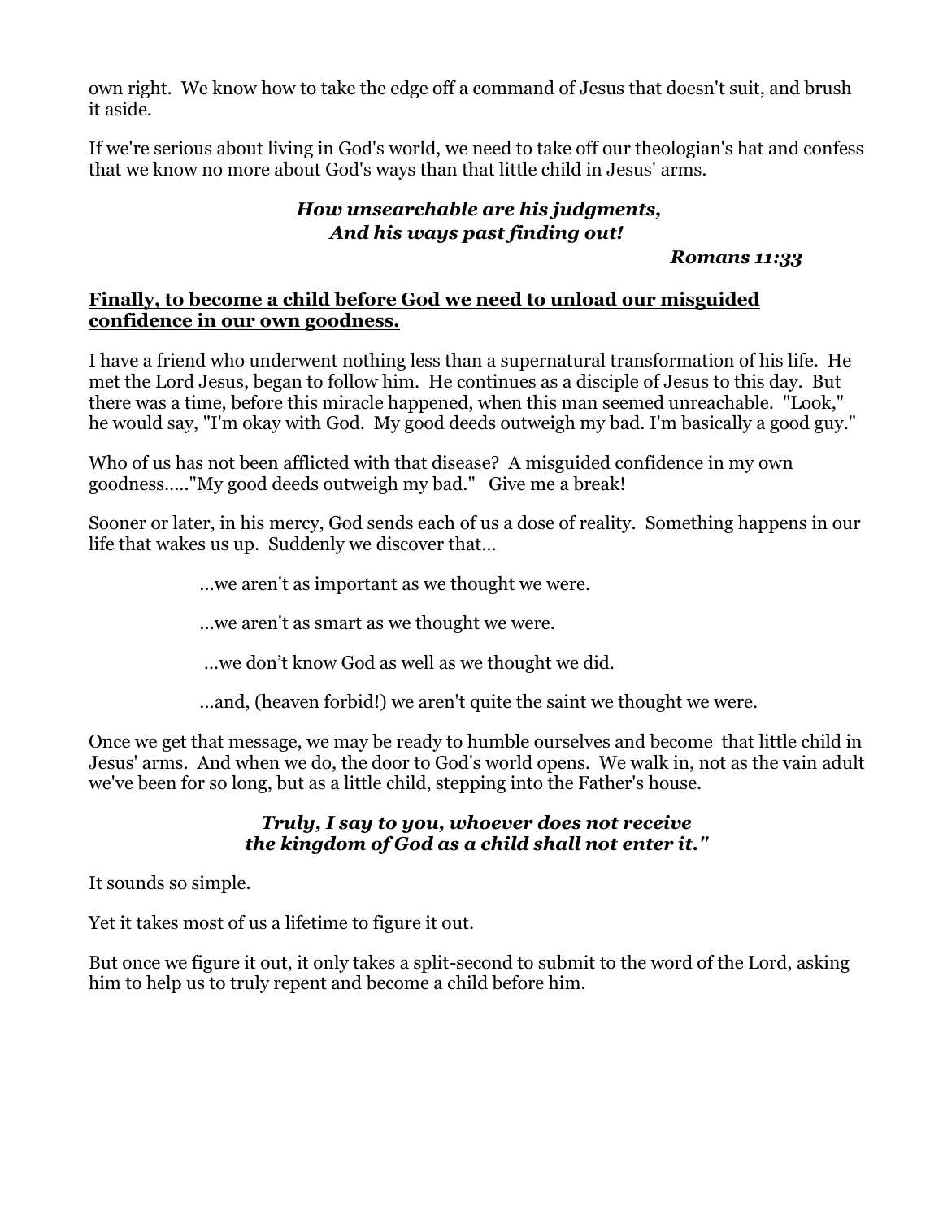own right. We know how to take the edge off a command of Jesus that doesn't suit, and brush it aside.

If we're serious about living in God's world, we need to take off our theologian's hat and confess that we know no more about God's ways than that little child in Jesus' arms.

***How unsearchable are his judgments,***
***And his ways past finding out!***

***Romans 11:33***

**Finally, to become a child before God we need to unload our misguided confidence in our own goodness.**

I have a friend who underwent nothing less than a supernatural transformation of his life. He met the Lord Jesus, began to follow him. He continues as a disciple of Jesus to this day. But there was a time, before this miracle happened, when this man seemed unreachable. "Look," he would say, "I'm okay with God. My good deeds outweigh my bad. I'm basically a good guy."

Who of us has not been afflicted with that disease? A misguided confidence in my own goodness….."My good deeds outweigh my bad." Give me a break!

Sooner or later, in his mercy, God sends each of us a dose of reality. Something happens in our life that wakes us up. Suddenly we discover that…

…we aren't as important as we thought we were.

…we aren't as smart as we thought we were.

…we don't know God as well as we thought we did.

…and, (heaven forbid!) we aren't quite the saint we thought we were.

Once we get that message, we may be ready to humble ourselves and become that little child in Jesus' arms. And when we do, the door to God's world opens. We walk in, not as the vain adult we've been for so long, but as a little child, stepping into the Father's house.

***Truly, I say to you, whoever does not receive***
***the kingdom of God as a child shall not enter it."***

It sounds so simple.

Yet it takes most of us a lifetime to figure it out.

But once we figure it out, it only takes a split-second to submit to the word of the Lord, asking him to help us to truly repent and become a child before him.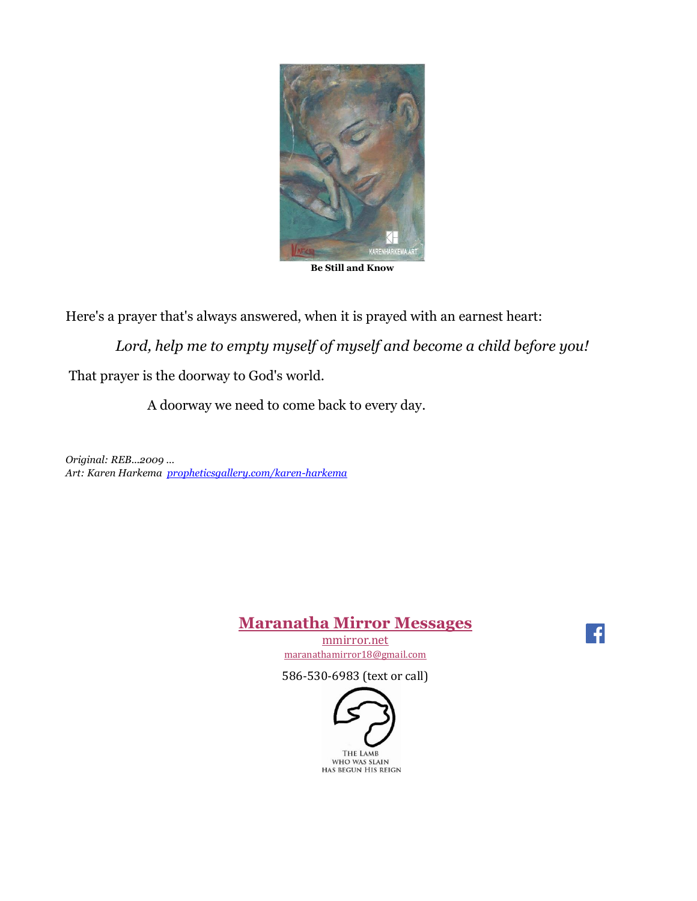**Be Still and Know**

Here's a prayer that's always answered, when it is prayed with an earnest heart:

*Lord, help me to empty myself of myself and become a child before you!*

That prayer is the doorway to God's world.

A doorway we need to come back to every day.

*Original: REB…2009 …*
*Art: Karen Harkema* [propheticsgallery.com/karen-harkema](propheticsgallery.com/karen-harkema)

## Maranatha Mirror Messages

mmirror.net
maranathamirror18@gmail.com

586-530-6983 (text or call)

THE LAMB WHO WAS SLAIN HAS BEGUN HIS REIGN